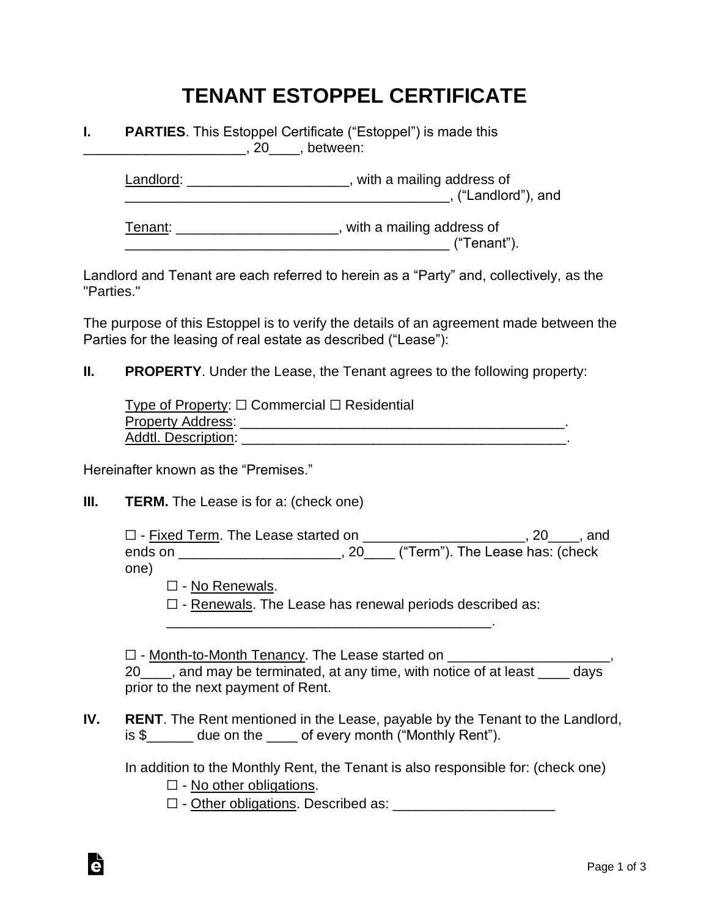# TENANT ESTOPPEL CERTIFICATE

**I. PARTIES**. This Estoppel Certificate ("Estoppel") is made this ____________________, 20____, between:

Landlord: ____________________, with a mailing address of __________________________________________, ("Landlord"), and

Tenant: ____________________, with a mailing address of __________________________________________ ("Tenant").

Landlord and Tenant are each referred to herein as a "Party" and, collectively, as the "Parties."

The purpose of this Estoppel is to verify the details of an agreement made between the Parties for the leasing of real estate as described ("Lease"):

**II. PROPERTY**. Under the Lease, the Tenant agrees to the following property:

Type of Property: ☐ Commercial ☐ Residential
Property Address: ____________________________________________.
Addtl. Description: ____________________________________________.

Hereinafter known as the "Premises."

**III. TERM.** The Lease is for a: (check one)

☐ - Fixed Term. The Lease started on ____________________, 20____, and ends on ____________________, 20____ ("Term"). The Lease has: (check one)

☐ - No Renewals.

☐ - Renewals. The Lease has renewal periods described as: ____________________________________________.

☐ - Month-to-Month Tenancy. The Lease started on ____________________, 20____, and may be terminated, at any time, with notice of at least ____ days prior to the next payment of Rent.

**IV. RENT**. The Rent mentioned in the Lease, payable by the Tenant to the Landlord, is $______ due on the ____ of every month ("Monthly Rent").

In addition to the Monthly Rent, the Tenant is also responsible for: (check one)

☐ - No other obligations.

☐ - Other obligations. Described as: ____________________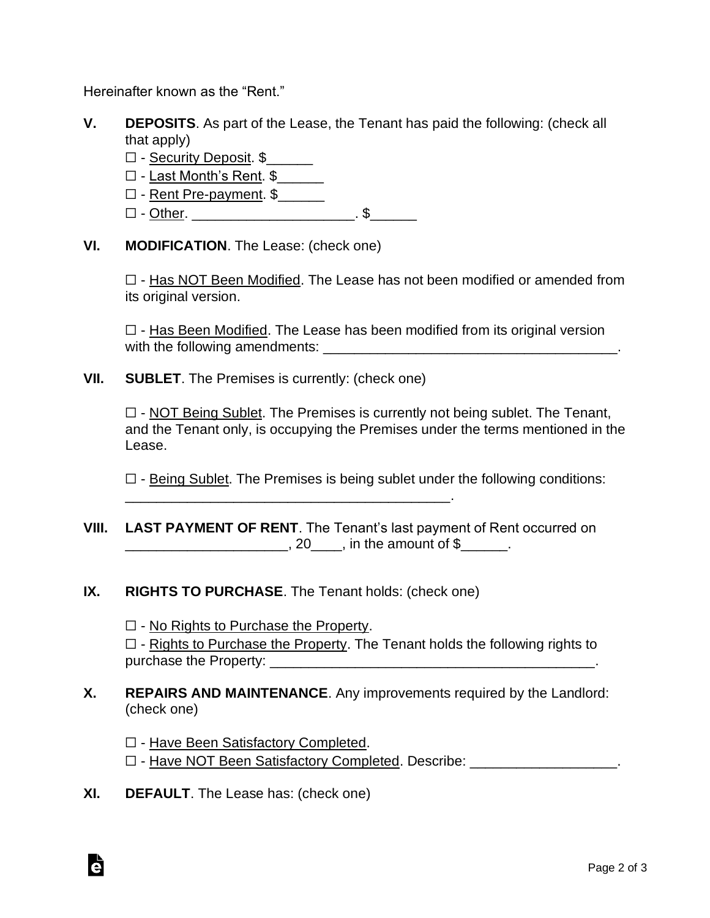Hereinafter known as the "Rent."

**V.** **DEPOSITS**. As part of the Lease, the Tenant has paid the following: (check all that apply)

☐ - Security Deposit. $______
☐ - Last Month's Rent. $______
☐ - Rent Pre-payment. $______
☐ - Other. _____________________. $______

**VI.** **MODIFICATION**. The Lease: (check one)

☐ - Has NOT Been Modified. The Lease has not been modified or amended from its original version.

☐ - Has Been Modified. The Lease has been modified from its original version with the following amendments: _______________________________________.

**VII.** **SUBLET**. The Premises is currently: (check one)

☐ - NOT Being Sublet. The Premises is currently not being sublet. The Tenant, and the Tenant only, is occupying the Premises under the terms mentioned in the Lease.

☐ - Being Sublet. The Premises is being sublet under the following conditions: ___________________________________________.

**VIII.** **LAST PAYMENT OF RENT**. The Tenant's last payment of Rent occurred on _____________________, 20____, in the amount of $______.

**IX.** **RIGHTS TO PURCHASE**. The Tenant holds: (check one)

☐ - No Rights to Purchase the Property.
☐ - Rights to Purchase the Property. The Tenant holds the following rights to purchase the Property: ___________________________________________.

**X.** **REPAIRS AND MAINTENANCE**. Any improvements required by the Landlord: (check one)

☐ - Have Been Satisfactory Completed.
☐ - Have NOT Been Satisfactory Completed. Describe: ___________________.

**XI.** **DEFAULT**. The Lease has: (check one)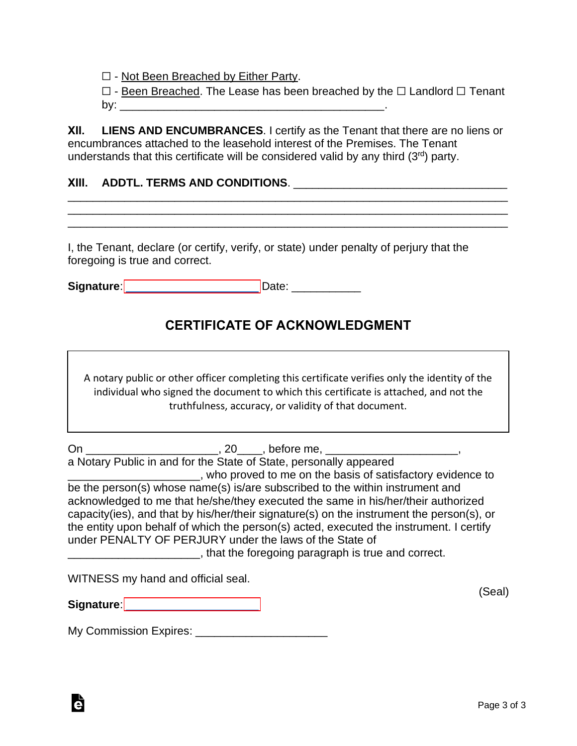☐ - Not Been Breached by Either Party.

☐ - Been Breached. The Lease has been breached by the ☐ Landlord ☐ Tenant by: ____________________________________________.

**XII. LIENS AND ENCUMBRANCES**. I certify as the Tenant that there are no liens or encumbrances attached to the leasehold interest of the Premises. The Tenant understands that this certificate will be considered valid by any third (3rd) party.

**XIII. ADDTL. TERMS AND CONDITIONS**. ____________________________________
______________________________________________________________________
______________________________________________________________________
______________________________________________________________________

I, the Tenant, declare (or certify, verify, or state) under penalty of perjury that the foregoing is true and correct.

**Signature**: ______________________ Date: ___________

## CERTIFICATE OF ACKNOWLEDGMENT

A notary public or other officer completing this certificate verifies only the identity of the individual who signed the document to which this certificate is attached, and not the truthfulness, accuracy, or validity of that document.

On _____________________, 20____, before me, _____________________, a Notary Public in and for the State of State, personally appeared _____________________, who proved to me on the basis of satisfactory evidence to be the person(s) whose name(s) is/are subscribed to the within instrument and acknowledged to me that he/she/they executed the same in his/her/their authorized capacity(ies), and that by his/her/their signature(s) on the instrument the person(s), or the entity upon behalf of which the person(s) acted, executed the instrument. I certify under PENALTY OF PERJURY under the laws of the State of _____________________, that the foregoing paragraph is true and correct.

WITNESS my hand and official seal.

(Seal)

**Signature**: ______________________

My Commission Expires: _____________________